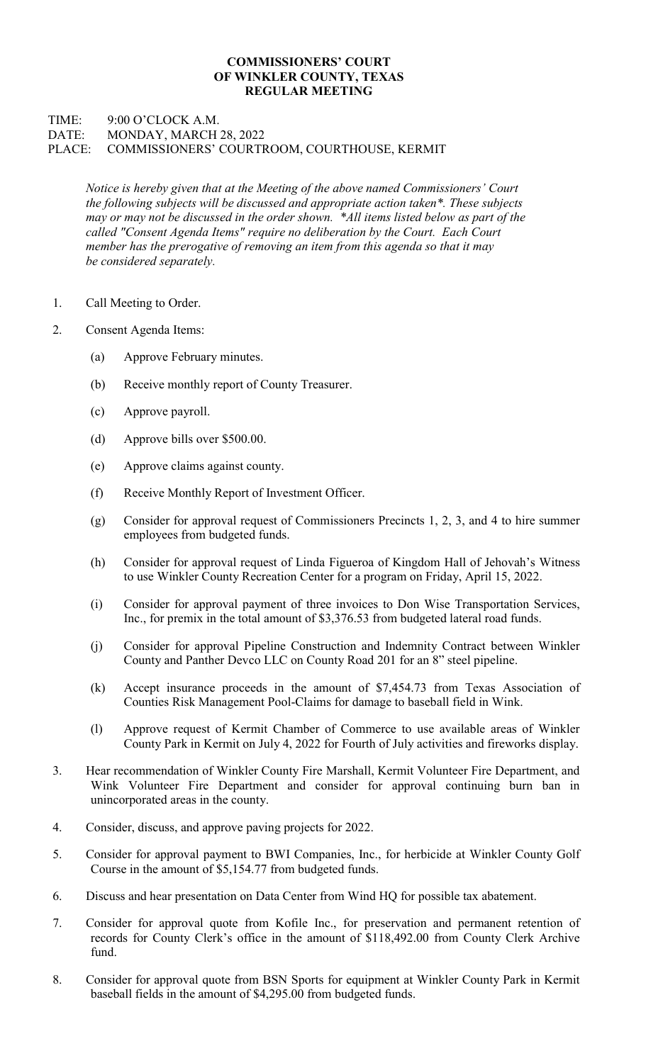**COMMISSIONERS' COURT**
**OF WINKLER COUNTY, TEXAS**
**REGULAR MEETING**

TIME: 9:00 O'CLOCK A.M.
DATE: MONDAY, MARCH 28, 2022
PLACE: COMMISSIONERS' COURTROOM, COURTHOUSE, KERMIT

*Notice is hereby given that at the Meeting of the above named Commissioners' Court the following subjects will be discussed and appropriate action taken\*. These subjects may or may not be discussed in the order shown. \*All items listed below as part of the called "Consent Agenda Items" require no deliberation by the Court. Each Court member has the prerogative of removing an item from this agenda so that it may be considered separately.*

1. Call Meeting to Order.

2. Consent Agenda Items:

   (a) Approve February minutes.

   (b) Receive monthly report of County Treasurer.

   (c) Approve payroll.

   (d) Approve bills over $500.00.

   (e) Approve claims against county.

   (f) Receive Monthly Report of Investment Officer.

   (g) Consider for approval request of Commissioners Precincts 1, 2, 3, and 4 to hire summer employees from budgeted funds.

   (h) Consider for approval request of Linda Figueroa of Kingdom Hall of Jehovah's Witness to use Winkler County Recreation Center for a program on Friday, April 15, 2022.

   (i) Consider for approval payment of three invoices to Don Wise Transportation Services, Inc., for premix in the total amount of $3,376.53 from budgeted lateral road funds.

   (j) Consider for approval Pipeline Construction and Indemnity Contract between Winkler County and Panther Devco LLC on County Road 201 for an 8" steel pipeline.

   (k) Accept insurance proceeds in the amount of $7,454.73 from Texas Association of Counties Risk Management Pool-Claims for damage to baseball field in Wink.

   (l) Approve request of Kermit Chamber of Commerce to use available areas of Winkler County Park in Kermit on July 4, 2022 for Fourth of July activities and fireworks display.

3. Hear recommendation of Winkler County Fire Marshall, Kermit Volunteer Fire Department, and Wink Volunteer Fire Department and consider for approval continuing burn ban in unincorporated areas in the county.

4. Consider, discuss, and approve paving projects for 2022.

5. Consider for approval payment to BWI Companies, Inc., for herbicide at Winkler County Golf Course in the amount of $5,154.77 from budgeted funds.

6. Discuss and hear presentation on Data Center from Wind HQ for possible tax abatement.

7. Consider for approval quote from Kofile Inc., for preservation and permanent retention of records for County Clerk's office in the amount of $118,492.00 from County Clerk Archive fund.

8. Consider for approval quote from BSN Sports for equipment at Winkler County Park in Kermit baseball fields in the amount of $4,295.00 from budgeted funds.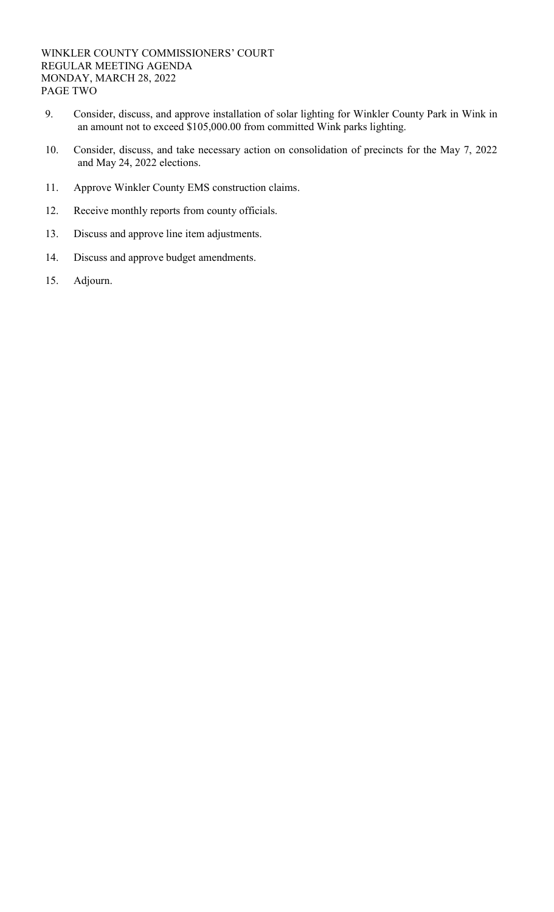9. Consider, discuss, and approve installation of solar lighting for Winkler County Park in Wink in an amount not to exceed $105,000.00 from committed Wink parks lighting.
10. Consider, discuss, and take necessary action on consolidation of precincts for the May 7, 2022 and May 24, 2022 elections.
11. Approve Winkler County EMS construction claims.
12. Receive monthly reports from county officials.
13. Discuss and approve line item adjustments.
14. Discuss and approve budget amendments.
15. Adjourn.